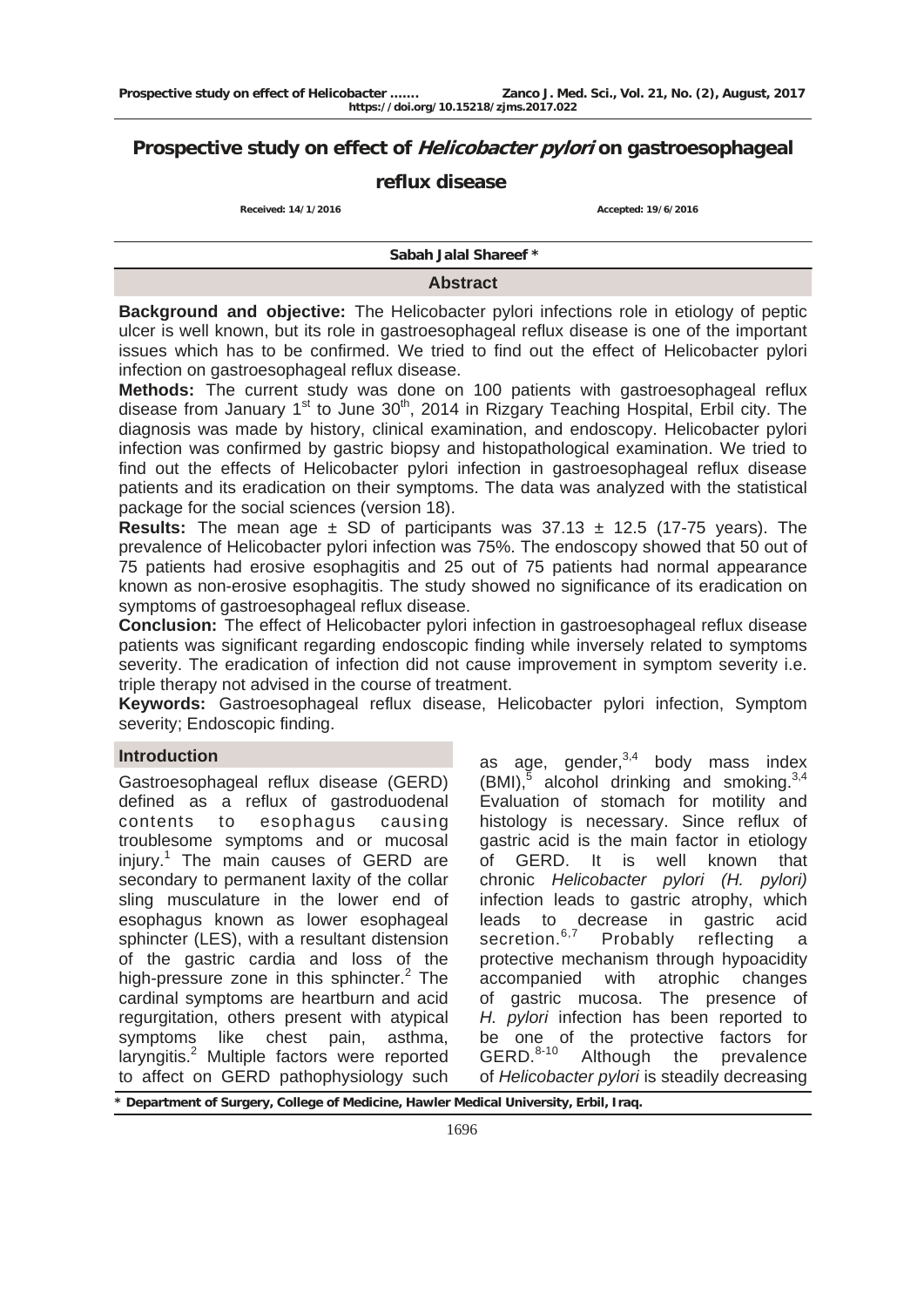# Prospective study on effect of *Helicobacter pylori* on gastroesophageal reflux disease

Received: 14/1/2016 Accepted: 19/6/2016

**Sabah Jalal Shareef ***

## Abstract

**Background and objective:** The Helicobacter pylori infections role in etiology of peptic ulcer is well known, but its role in gastroesophageal reflux disease is one of the important issues which has to be confirmed. We tried to find out the effect of Helicobacter pylori infection on gastroesophageal reflux disease.

**Methods:** The current study was done on 100 patients with gastroesophageal reflux disease from January 1st to June 30th, 2014 in Rizgary Teaching Hospital, Erbil city. The diagnosis was made by history, clinical examination, and endoscopy. Helicobacter pylori infection was confirmed by gastric biopsy and histopathological examination. We tried to find out the effects of Helicobacter pylori infection in gastroesophageal reflux disease patients and its eradication on their symptoms. The data was analyzed with the statistical package for the social sciences (version 18).

**Results:** The mean age ± SD of participants was 37.13 ± 12.5 (17-75 years). The prevalence of Helicobacter pylori infection was 75%. The endoscopy showed that 50 out of 75 patients had erosive esophagitis and 25 out of 75 patients had normal appearance known as non-erosive esophagitis. The study showed no significance of its eradication on symptoms of gastroesophageal reflux disease.

**Conclusion:** The effect of Helicobacter pylori infection in gastroesophageal reflux disease patients was significant regarding endoscopic finding while inversely related to symptoms severity. The eradication of infection did not cause improvement in symptom severity i.e. triple therapy not advised in the course of treatment.

**Keywords:** Gastroesophageal reflux disease, Helicobacter pylori infection, Symptom severity; Endoscopic finding.

## Introduction

Gastroesophageal reflux disease (GERD) defined as a reflux of gastroduodenal contents to esophagus causing troublesome symptoms and or mucosal injury.[1] The main causes of GERD are secondary to permanent laxity of the collar sling musculature in the lower end of esophagus known as lower esophageal sphincter (LES), with a resultant distension of the gastric cardia and loss of the high-pressure zone in this sphincter.[2] The cardinal symptoms are heartburn and acid regurgitation, others present with atypical symptoms like chest pain, asthma, laryngitis.[2] Multiple factors were reported to affect on GERD pathophysiology such as age, gender,[3,4] body mass index (BMI),[5] alcohol drinking and smoking.[3,4] Evaluation of stomach for motility and histology is necessary. Since reflux of gastric acid is the main factor in etiology of GERD. It is well known that chronic *Helicobacter pylori (H. pylori)* infection leads to gastric atrophy, which leads to decrease in gastric acid secretion.[6,7] Probably reflecting a protective mechanism through hypoacidity accompanied with atrophic changes of gastric mucosa. The presence of *H. pylori* infection has been reported to be one of the protective factors for GERD.[8-10] Although the prevalence of *Helicobacter pylori* is steadily decreasing

\* Department of Surgery, College of Medicine, Hawler Medical University, Erbil, Iraq.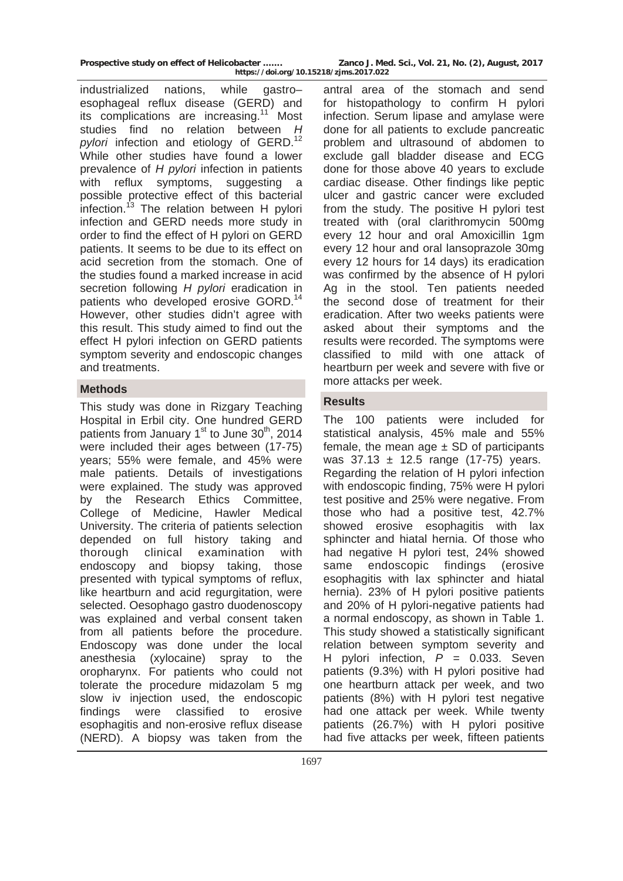industrialized nations, while gastro–esophageal reflux disease (GERD) and its complications are increasing.[11] Most studies find no relation between *H pylori* infection and etiology of GERD.[12] While other studies have found a lower prevalence of *H pylori* infection in patients with reflux symptoms, suggesting a possible protective effect of this bacterial infection.[13] The relation between H pylori infection and GERD needs more study in order to find the effect of H pylori on GERD patients. It seems to be due to its effect on acid secretion from the stomach. One of the studies found a marked increase in acid secretion following *H pylori* eradication in patients who developed erosive GORD.[14] However, other studies didn't agree with this result. This study aimed to find out the effect H pylori infection on GERD patients symptom severity and endoscopic changes and treatments.

## Methods

This study was done in Rizgary Teaching Hospital in Erbil city. One hundred GERD patients from January 1st to June 30th, 2014 were included their ages between (17-75) years; 55% were female, and 45% were male patients. Details of investigations were explained. The study was approved by the Research Ethics Committee, College of Medicine, Hawler Medical University. The criteria of patients selection depended on full history taking and thorough clinical examination with endoscopy and biopsy taking, those presented with typical symptoms of reflux, like heartburn and acid regurgitation, were selected. Oesophago gastro duodenoscopy was explained and verbal consent taken from all patients before the procedure. Endoscopy was done under the local anesthesia (xylocaine) spray to the oropharynx. For patients who could not tolerate the procedure midazolam 5 mg slow iv injection used, the endoscopic findings were classified to erosive esophagitis and non-erosive reflux disease (NERD). A biopsy was taken from the antral area of the stomach and send for histopathology to confirm H pylori infection. Serum lipase and amylase were done for all patients to exclude pancreatic problem and ultrasound of abdomen to exclude gall bladder disease and ECG done for those above 40 years to exclude cardiac disease. Other findings like peptic ulcer and gastric cancer were excluded from the study. The positive H pylori test treated with (oral clarithromycin 500mg every 12 hour and oral Amoxicillin 1gm every 12 hour and oral lansoprazole 30mg every 12 hours for 14 days) its eradication was confirmed by the absence of H pylori Ag in the stool. Ten patients needed the second dose of treatment for their eradication. After two weeks patients were asked about their symptoms and the results were recorded. The symptoms were classified to mild with one attack of heartburn per week and severe with five or more attacks per week.

## Results

The 100 patients were included for statistical analysis, 45% male and 55% female, the mean age ± SD of participants was 37.13 ± 12.5 range (17-75) years. Regarding the relation of H pylori infection with endoscopic finding, 75% were H pylori test positive and 25% were negative. From those who had a positive test, 42.7% showed erosive esophagitis with lax sphincter and hiatal hernia. Of those who had negative H pylori test, 24% showed same endoscopic findings (erosive esophagitis with lax sphincter and hiatal hernia). 23% of H pylori positive patients and 20% of H pylori-negative patients had a normal endoscopy, as shown in Table 1. This study showed a statistically significant relation between symptom severity and H pylori infection, $P$ = 0.033. Seven patients (9.3%) with H pylori positive had one heartburn attack per week, and two patients (8%) with H pylori test negative had one attack per week. While twenty patients (26.7%) with H pylori positive had five attacks per week, fifteen patients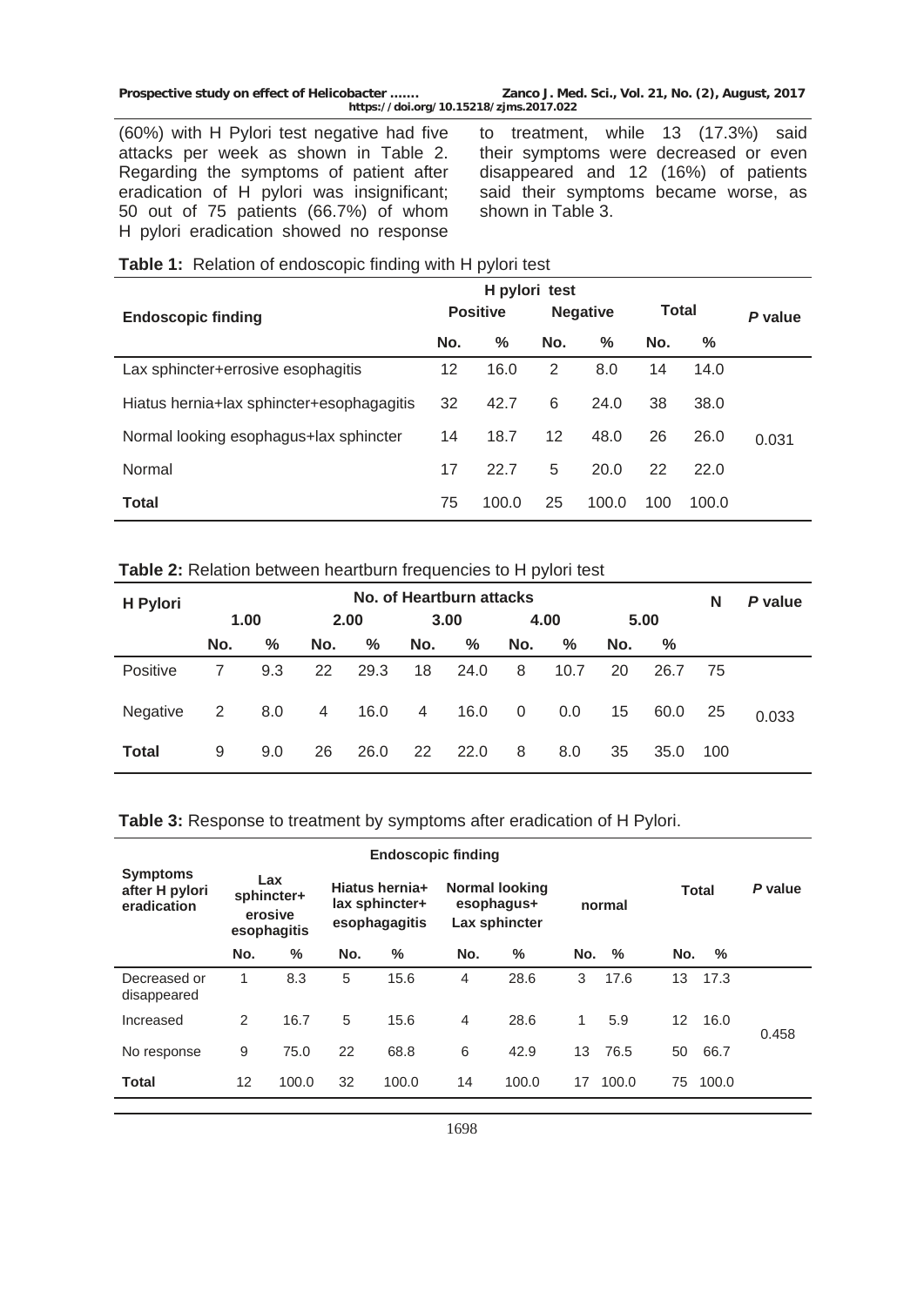(60%) with H Pylori test negative had five attacks per week as shown in Table 2. Regarding the symptoms of patient after eradication of H pylori was insignificant; 50 out of 75 patients (66.7%) of whom H pylori eradication showed no response to treatment, while 13 (17.3%) said their symptoms were decreased or even disappeared and 12 (16%) of patients said their symptoms became worse, as shown in Table 3.

**Table 1:** Relation of endoscopic finding with H pylori test

| Endoscopic finding | H pylori test | | | | | | *P* value |
|---|---|---|---|---|---|---|---|
| | Positive | | Negative | | Total | | |
| | No. | % | No. | % | No. | % | |
| Lax sphincter+errosive esophagitis | 12 | 16.0 | 2 | 8.0 | 14 | 14.0 | |
| Hiatus hernia+lax sphincter+esophagagitis | 32 | 42.7 | 6 | 24.0 | 38 | 38.0 | |
| Normal looking esophagus+lax sphincter | 14 | 18.7 | 12 | 48.0 | 26 | 26.0 | 0.031 |
| Normal | 17 | 22.7 | 5 | 20.0 | 22 | 22.0 | |
| **Total** | 75 | 100.0 | 25 | 100.0 | 100 | 100.0 | |

**Table 2:** Relation between heartburn frequencies to H pylori test

| H Pylori | No. of Heartburn attacks | | | | | | | | | | N | *P* value |
|---|---|---|---|---|---|---|---|---|---|---|---|---|
| | 1.00 | | 2.00 | | 3.00 | | 4.00 | | 5.00 | | | |
| | No. | % | No. | % | No. | % | No. | % | No. | % | | |
| Positive | 7 | 9.3 | 22 | 29.3 | 18 | 24.0 | 8 | 10.7 | 20 | 26.7 | 75 | |
| Negative | 2 | 8.0 | 4 | 16.0 | 4 | 16.0 | 0 | 0.0 | 15 | 60.0 | 25 | 0.033 |
| **Total** | 9 | 9.0 | 26 | 26.0 | 22 | 22.0 | 8 | 8.0 | 35 | 35.0 | 100 | |

**Table 3:** Response to treatment by symptoms after eradication of H Pylori.

| Symptoms after H pylori eradication | Endoscopic finding | | | | | | | | | | *P* value |
|---|---|---|---|---|---|---|---|---|---|---|---|
| | Lax sphincter+ erosive esophagitis | | Hiatus hernia+ lax sphincter+ esophagagitis | | Normal looking esophagus+ Lax sphincter | | normal | | Total | | |
| | No. | % | No. | % | No. | % | No. | % | No. | % | |
| Decreased or disappeared | 1 | 8.3 | 5 | 15.6 | 4 | 28.6 | 3 | 17.6 | 13 | 17.3 | |
| Increased | 2 | 16.7 | 5 | 15.6 | 4 | 28.6 | 1 | 5.9 | 12 | 16.0 | 0.458 |
| No response | 9 | 75.0 | 22 | 68.8 | 6 | 42.9 | 13 | 76.5 | 50 | 66.7 | |
| **Total** | 12 | 100.0 | 32 | 100.0 | 14 | 100.0 | 17 | 100.0 | 75 | 100.0 | |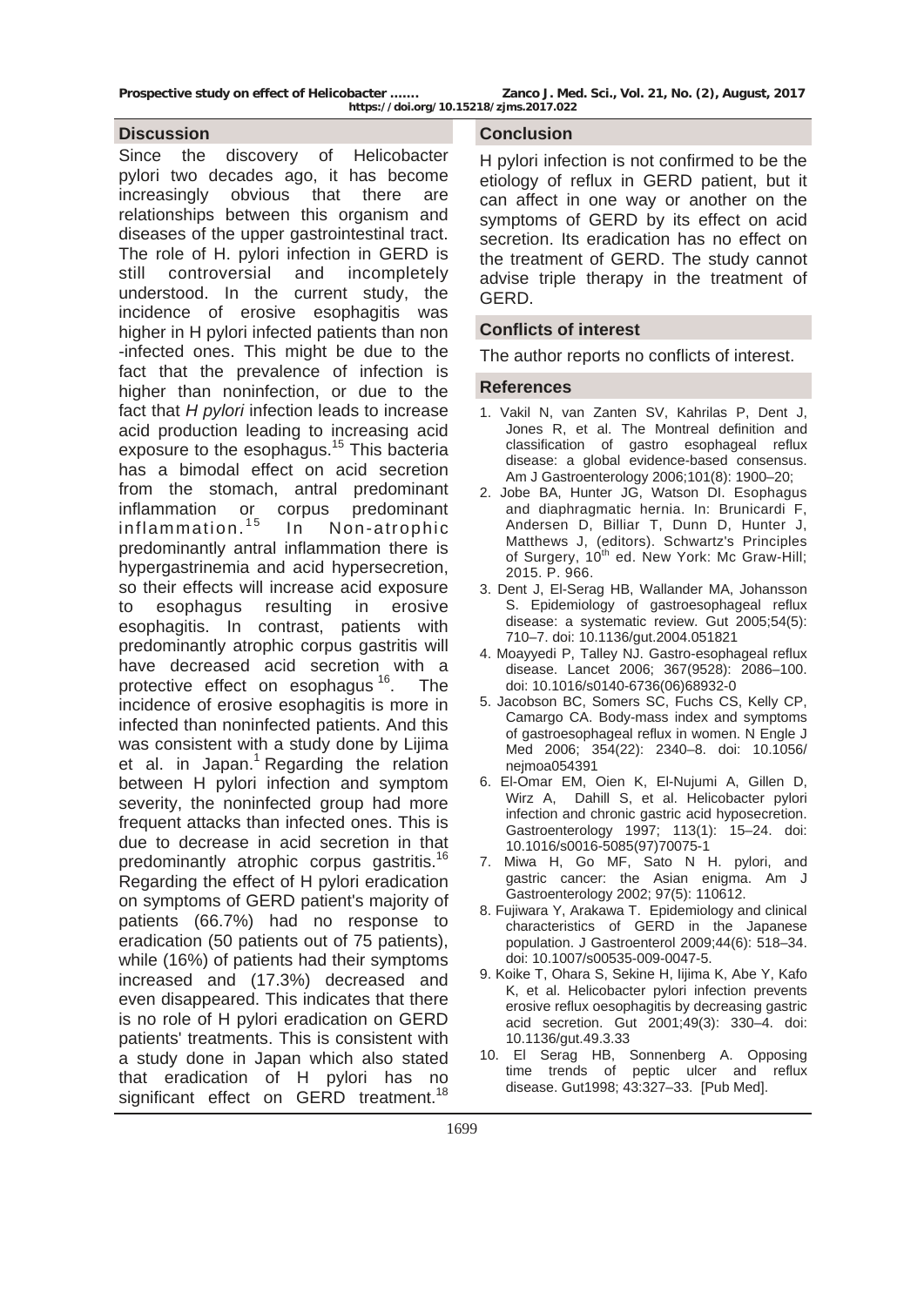## Discussion

Since the discovery of Helicobacter pylori two decades ago, it has become increasingly obvious that there are relationships between this organism and diseases of the upper gastrointestinal tract. The role of H. pylori infection in GERD is still controversial and incompletely understood. In the current study, the incidence of erosive esophagitis was higher in H pylori infected patients than non -infected ones. This might be due to the fact that the prevalence of infection is higher than noninfection, or due to the fact that *H pylori* infection leads to increase acid production leading to increasing acid exposure to the esophagus.[15] This bacteria has a bimodal effect on acid secretion from the stomach, antral predominant inflammation or corpus predominant inflammation.[15] In Non-atrophic predominantly antral inflammation there is hypergastrinemia and acid hypersecretion, so their effects will increase acid exposure to esophagus resulting in erosive esophagitis. In contrast, patients with predominantly atrophic corpus gastritis will have decreased acid secretion with a protective effect on esophagus[16]. The incidence of erosive esophagitis is more in infected than noninfected patients. And this was consistent with a study done by Lijima et al. in Japan.[1] Regarding the relation between H pylori infection and symptom severity, the noninfected group had more frequent attacks than infected ones. This is due to decrease in acid secretion in that predominantly atrophic corpus gastritis.[16] Regarding the effect of H pylori eradication on symptoms of GERD patient's majority of patients (66.7%) had no response to eradication (50 patients out of 75 patients), while (16%) of patients had their symptoms increased and (17.3%) decreased and even disappeared. This indicates that there is no role of H pylori eradication on GERD patients' treatments. This is consistent with a study done in Japan which also stated that eradication of H pylori has no significant effect on GERD treatment.[18]

## Conclusion

H pylori infection is not confirmed to be the etiology of reflux in GERD patient, but it can affect in one way or another on the symptoms of GERD by its effect on acid secretion. Its eradication has no effect on the treatment of GERD. The study cannot advise triple therapy in the treatment of GERD.

## Conflicts of interest

The author reports no conflicts of interest.

## References

1. Vakil N, van Zanten SV, Kahrilas P, Dent J, Jones R, et al. The Montreal definition and classification of gastro esophageal reflux disease: a global evidence-based consensus. Am J Gastroenterology 2006;101(8): 1900–20;
2. Jobe BA, Hunter JG, Watson DI. Esophagus and diaphragmatic hernia. In: Brunicardi F, Andersen D, Billiar T, Dunn D, Hunter J, Matthews J, (editors). Schwartz's Principles of Surgery, 10th ed. New York: Mc Graw-Hill; 2015. P. 966.
3. Dent J, El-Serag HB, Wallander MA, Johansson S. Epidemiology of gastroesophageal reflux disease: a systematic review. Gut 2005;54(5): 710–7. doi: 10.1136/gut.2004.051821
4. Moayyedi P, Talley NJ. Gastro-esophageal reflux disease. Lancet 2006; 367(9528): 2086–100. doi: 10.1016/s0140-6736(06)68932-0
5. Jacobson BC, Somers SC, Fuchs CS, Kelly CP, Camargo CA. Body-mass index and symptoms of gastroesophageal reflux in women. N Engle J Med 2006; 354(22): 2340–8. doi: 10.1056/ nejmoa054391
6. El-Omar EM, Oien K, El-Nujumi A, Gillen D, Wirz A, Dahill S, et al. Helicobacter pylori infection and chronic gastric acid hyposecretion. Gastroenterology 1997; 113(1): 15–24. doi: 10.1016/s0016-5085(97)70075-1
7. Miwa H, Go MF, Sato N H. pylori, and gastric cancer: the Asian enigma. Am J Gastroenterology 2002; 97(5): 110612.
8. Fujiwara Y, Arakawa T. Epidemiology and clinical characteristics of GERD in the Japanese population. J Gastroenterol 2009;44(6): 518–34. doi: 10.1007/s00535-009-0047-5.
9. Koike T, Ohara S, Sekine H, Iijima K, Abe Y, Kafo K, et al. Helicobacter pylori infection prevents erosive reflux oesophagitis by decreasing gastric acid secretion. Gut 2001;49(3): 330–4. doi: 10.1136/gut.49.3.33
10. El Serag HB, Sonnenberg A. Opposing time trends of peptic ulcer and reflux disease. Gut1998; 43:327–33. [Pub Med].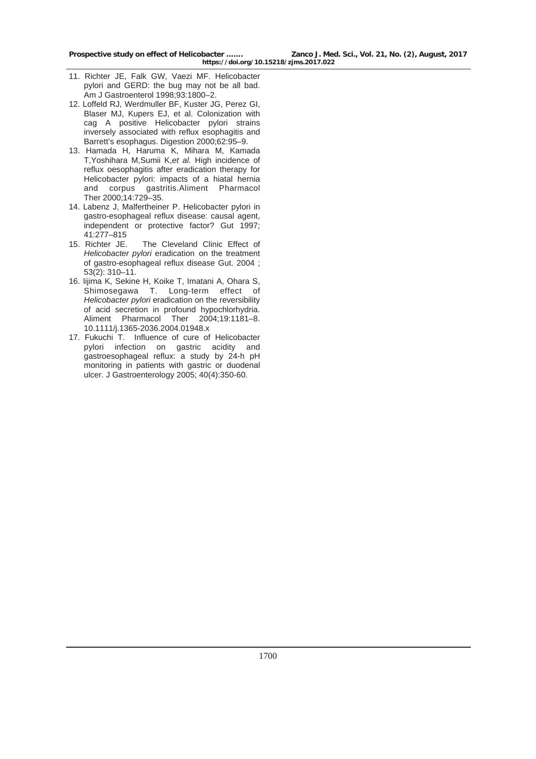11. Richter JE, Falk GW, Vaezi MF. Helicobacter pylori and GERD: the bug may not be all bad. Am J Gastroenterol 1998;93:1800–2.
12. Loffeld RJ, Werdmuller BF, Kuster JG, Perez GI, Blaser MJ, Kupers EJ, et al. Colonization with cag A positive Helicobacter pylori strains inversely associated with reflux esophagitis and Barrett's esophagus. Digestion 2000;62:95–9.
13. Hamada H, Haruma K, Mihara M, Kamada T,Yoshihara M,Sumii K,*et al.* High incidence of reflux oesophagitis after eradication therapy for Helicobacter pylori: impacts of a hiatal hernia and corpus gastritis.Aliment Pharmacol Ther 2000;14:729–35.
14. Labenz J, Malfertheiner P. Helicobacter pylori in gastro-esophageal reflux disease: causal agent, independent or protective factor? Gut 1997; 41:277–815
15. Richter JE. The Cleveland Clinic Effect of *Helicobacter pylori* eradication on the treatment of gastro-esophageal reflux disease Gut. 2004 ; 53(2): 310–11.
16. Iijima K, Sekine H, Koike T, Imatani A, Ohara S, Shimosegawa T. Long-term effect of *Helicobacter pylori* eradication on the reversibility of acid secretion in profound hypochlorhydria. Aliment Pharmacol Ther 2004;19:1181–8. 10.1111/j.1365-2036.2004.01948.x
17. Fukuchi T. Influence of cure of Helicobacter pylori infection on gastric acidity and gastroesophageal reflux: a study by 24-h pH monitoring in patients with gastric or duodenal ulcer. J Gastroenterology 2005; 40(4):350-60.